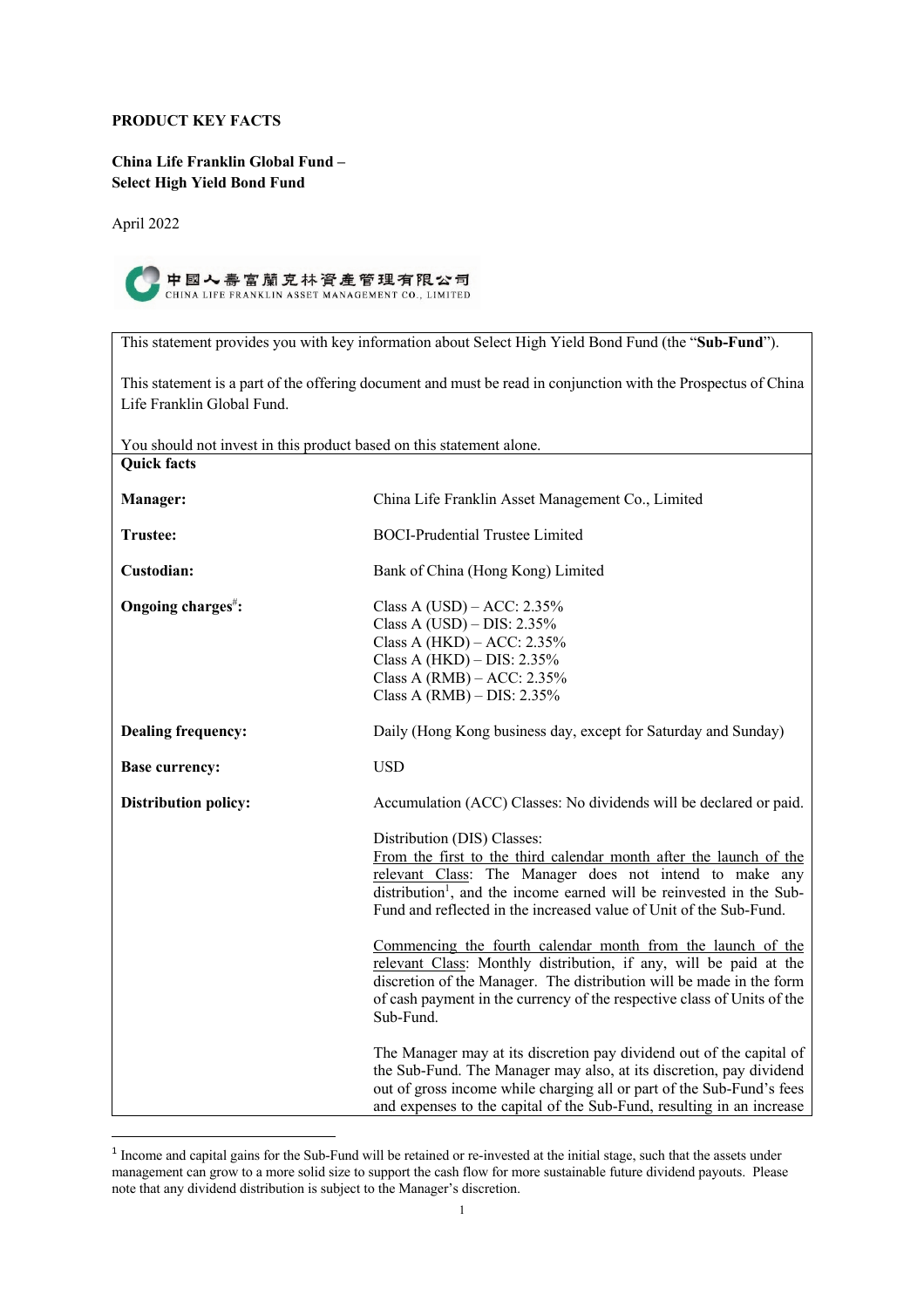**PRODUCT KEY FACTS**

**China Life Franklin Global Fund –**
**Select High Yield Bond Fund**

April 2022

中國人壽富蘭克林資產管理有限公司
CHINA LIFE FRANKLIN ASSET MANAGEMENT CO., LIMITED

This statement provides you with key information about Select High Yield Bond Fund (the "**Sub-Fund**").

This statement is a part of the offering document and must be read in conjunction with the Prospectus of China Life Franklin Global Fund.

You should not invest in this product based on this statement alone.

**Quick facts**

| | |
|---|---|
| **Manager:** | China Life Franklin Asset Management Co., Limited |
| **Trustee:** | BOCI-Prudential Trustee Limited |
| **Custodian:** | Bank of China (Hong Kong) Limited |
| **Ongoing charges[#]:** | Class A (USD) – ACC: 2.35%<br>Class A (USD) – DIS: 2.35%<br>Class A (HKD) – ACC: 2.35%<br>Class A (HKD) – DIS: 2.35%<br>Class A (RMB) – ACC: 2.35%<br>Class A (RMB) – DIS: 2.35% |
| **Dealing frequency:** | Daily (Hong Kong business day, except for Saturday and Sunday) |
| **Base currency:** | USD |
| **Distribution policy:** | Accumulation (ACC) Classes: No dividends will be declared or paid.<br><br>Distribution (DIS) Classes:<br>From the first to the third calendar month after the launch of the relevant Class: The Manager does not intend to make any distribution[1], and the income earned will be reinvested in the Sub-Fund and reflected in the increased value of Unit of the Sub-Fund.<br><br>Commencing the fourth calendar month from the launch of the relevant Class: Monthly distribution, if any, will be paid at the discretion of the Manager. The distribution will be made in the form of cash payment in the currency of the respective class of Units of the Sub-Fund.<br><br>The Manager may at its discretion pay dividend out of the capital of the Sub-Fund. The Manager may also, at its discretion, pay dividend out of gross income while charging all or part of the Sub-Fund's fees and expenses to the capital of the Sub-Fund, resulting in an increase |

[1] Income and capital gains for the Sub-Fund will be retained or re-invested at the initial stage, such that the assets under management can grow to a more solid size to support the cash flow for more sustainable future dividend payouts. Please note that any dividend distribution is subject to the Manager's discretion.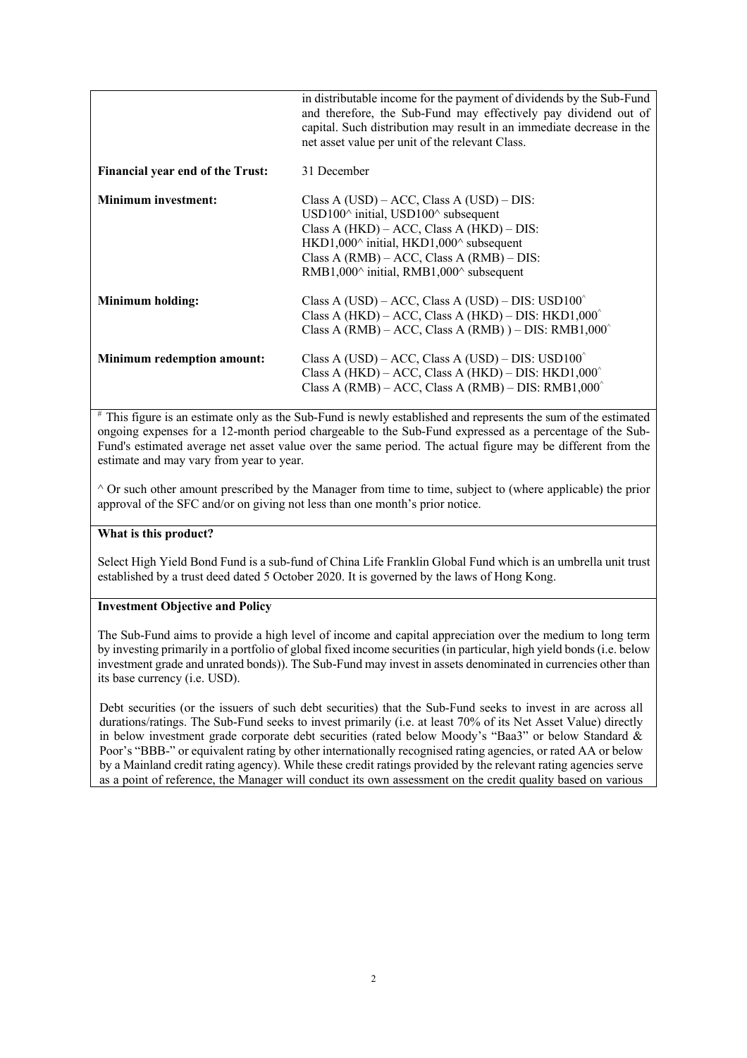| | |
|---|---|
| | in distributable income for the payment of dividends by the Sub-Fund and therefore, the Sub-Fund may effectively pay dividend out of capital. Such distribution may result in an immediate decrease in the net asset value per unit of the relevant Class. |
| **Financial year end of the Trust:** | 31 December |
| **Minimum investment:** | Class A (USD) – ACC, Class A (USD) – DIS: USD100^ initial, USD100^ subsequent<br>Class A (HKD) – ACC, Class A (HKD) – DIS: HKD1,000^ initial, HKD1,000^ subsequent<br>Class A (RMB) – ACC, Class A (RMB) – DIS: RMB1,000^ initial, RMB1,000^ subsequent |
| **Minimum holding:** | Class A (USD) – ACC, Class A (USD) – DIS: USD100^<br>Class A (HKD) – ACC, Class A (HKD) – DIS: HKD1,000^<br>Class A (RMB) – ACC, Class A (RMB) ) – DIS: RMB1,000^ |
| **Minimum redemption amount:** | Class A (USD) – ACC, Class A (USD) – DIS: USD100^<br>Class A (HKD) – ACC, Class A (HKD) – DIS: HKD1,000^<br>Class A (RMB) – ACC, Class A (RMB) – DIS: RMB1,000^ |

# This figure is an estimate only as the Sub-Fund is newly established and represents the sum of the estimated ongoing expenses for a 12-month period chargeable to the Sub-Fund expressed as a percentage of the Sub-Fund's estimated average net asset value over the same period. The actual figure may be different from the estimate and may vary from year to year.

^ Or such other amount prescribed by the Manager from time to time, subject to (where applicable) the prior approval of the SFC and/or on giving not less than one month's prior notice.

**What is this product?**

Select High Yield Bond Fund is a sub-fund of China Life Franklin Global Fund which is an umbrella unit trust established by a trust deed dated 5 October 2020. It is governed by the laws of Hong Kong.

**Investment Objective and Policy**

The Sub-Fund aims to provide a high level of income and capital appreciation over the medium to long term by investing primarily in a portfolio of global fixed income securities (in particular, high yield bonds (i.e. below investment grade and unrated bonds)). The Sub-Fund may invest in assets denominated in currencies other than its base currency (i.e. USD).

Debt securities (or the issuers of such debt securities) that the Sub-Fund seeks to invest in are across all durations/ratings. The Sub-Fund seeks to invest primarily (i.e. at least 70% of its Net Asset Value) directly in below investment grade corporate debt securities (rated below Moody's "Baa3" or below Standard & Poor's "BBB-" or equivalent rating by other internationally recognised rating agencies, or rated AA or below by a Mainland credit rating agency). While these credit ratings provided by the relevant rating agencies serve as a point of reference, the Manager will conduct its own assessment on the credit quality based on various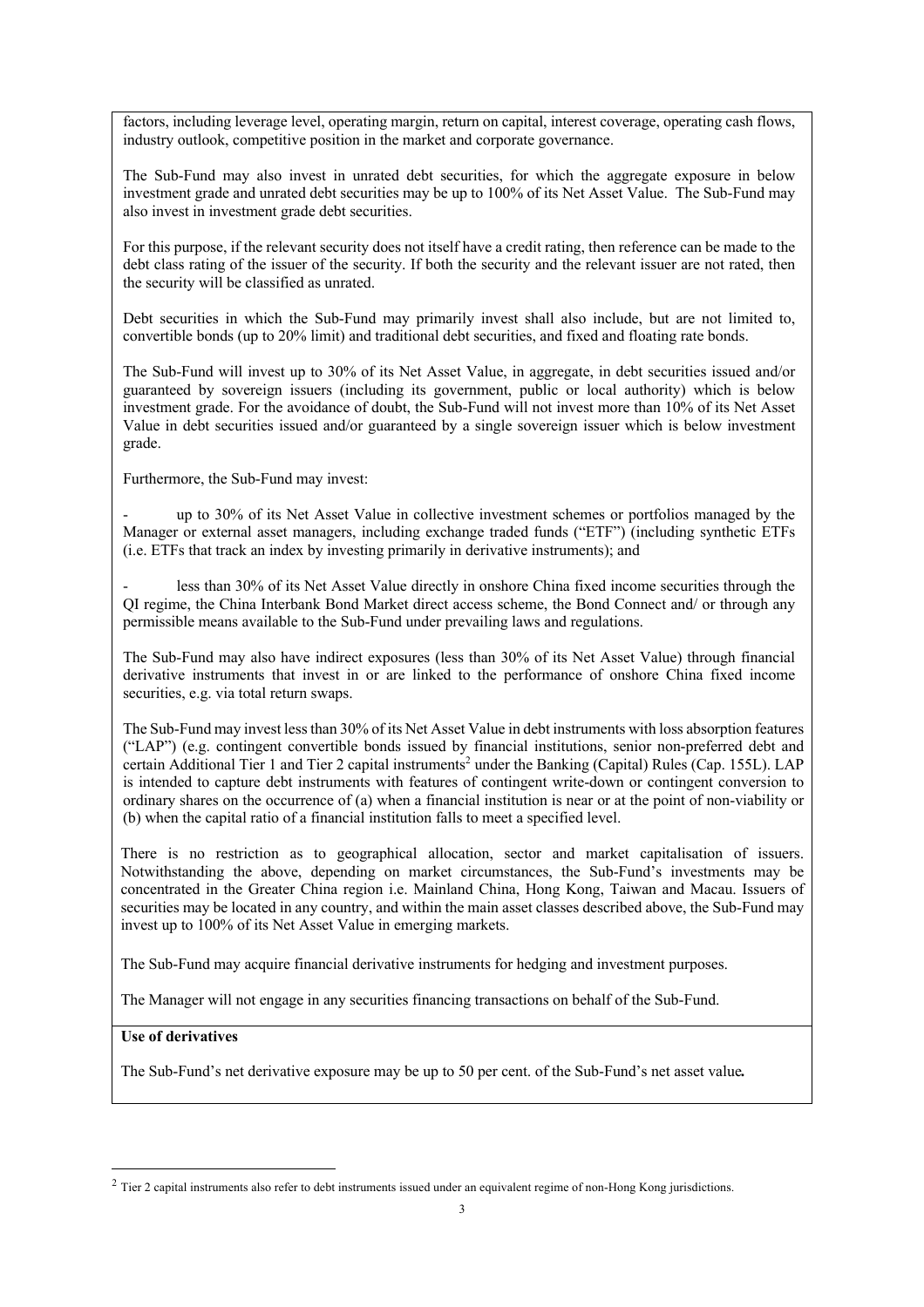factors, including leverage level, operating margin, return on capital, interest coverage, operating cash flows, industry outlook, competitive position in the market and corporate governance.

The Sub-Fund may also invest in unrated debt securities, for which the aggregate exposure in below investment grade and unrated debt securities may be up to 100% of its Net Asset Value. The Sub-Fund may also invest in investment grade debt securities.

For this purpose, if the relevant security does not itself have a credit rating, then reference can be made to the debt class rating of the issuer of the security. If both the security and the relevant issuer are not rated, then the security will be classified as unrated.

Debt securities in which the Sub-Fund may primarily invest shall also include, but are not limited to, convertible bonds (up to 20% limit) and traditional debt securities, and fixed and floating rate bonds.

The Sub-Fund will invest up to 30% of its Net Asset Value, in aggregate, in debt securities issued and/or guaranteed by sovereign issuers (including its government, public or local authority) which is below investment grade. For the avoidance of doubt, the Sub-Fund will not invest more than 10% of its Net Asset Value in debt securities issued and/or guaranteed by a single sovereign issuer which is below investment grade.

Furthermore, the Sub-Fund may invest:

- up to 30% of its Net Asset Value in collective investment schemes or portfolios managed by the Manager or external asset managers, including exchange traded funds ("ETF") (including synthetic ETFs (i.e. ETFs that track an index by investing primarily in derivative instruments); and
- less than 30% of its Net Asset Value directly in onshore China fixed income securities through the QI regime, the China Interbank Bond Market direct access scheme, the Bond Connect and/ or through any permissible means available to the Sub-Fund under prevailing laws and regulations.

The Sub-Fund may also have indirect exposures (less than 30% of its Net Asset Value) through financial derivative instruments that invest in or are linked to the performance of onshore China fixed income securities, e.g. via total return swaps.

The Sub-Fund may invest less than 30% of its Net Asset Value in debt instruments with loss absorption features ("LAP") (e.g. contingent convertible bonds issued by financial institutions, senior non-preferred debt and certain Additional Tier 1 and Tier 2 capital instruments[2] under the Banking (Capital) Rules (Cap. 155L). LAP is intended to capture debt instruments with features of contingent write-down or contingent conversion to ordinary shares on the occurrence of (a) when a financial institution is near or at the point of non-viability or (b) when the capital ratio of a financial institution falls to meet a specified level.

There is no restriction as to geographical allocation, sector and market capitalisation of issuers. Notwithstanding the above, depending on market circumstances, the Sub-Fund's investments may be concentrated in the Greater China region i.e. Mainland China, Hong Kong, Taiwan and Macau. Issuers of securities may be located in any country, and within the main asset classes described above, the Sub-Fund may invest up to 100% of its Net Asset Value in emerging markets.

The Sub-Fund may acquire financial derivative instruments for hedging and investment purposes.

The Manager will not engage in any securities financing transactions on behalf of the Sub-Fund.

**Use of derivatives**

The Sub-Fund's net derivative exposure may be up to 50 per cent. of the Sub-Fund's net asset value**.**

[2] Tier 2 capital instruments also refer to debt instruments issued under an equivalent regime of non-Hong Kong jurisdictions.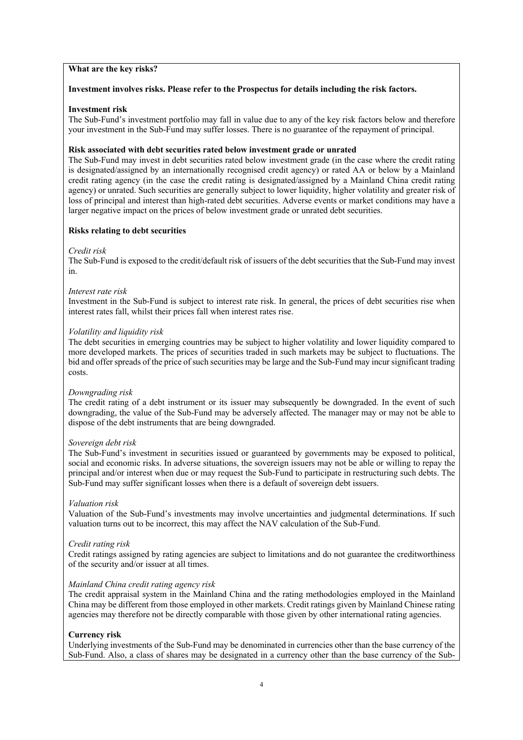**What are the key risks?**

**Investment involves risks. Please refer to the Prospectus for details including the risk factors.**

**Investment risk**

The Sub-Fund's investment portfolio may fall in value due to any of the key risk factors below and therefore your investment in the Sub-Fund may suffer losses. There is no guarantee of the repayment of principal.

**Risk associated with debt securities rated below investment grade or unrated**

The Sub-Fund may invest in debt securities rated below investment grade (in the case where the credit rating is designated/assigned by an internationally recognised credit agency) or rated AA or below by a Mainland credit rating agency (in the case the credit rating is designated/assigned by a Mainland China credit rating agency) or unrated. Such securities are generally subject to lower liquidity, higher volatility and greater risk of loss of principal and interest than high-rated debt securities. Adverse events or market conditions may have a larger negative impact on the prices of below investment grade or unrated debt securities.

**Risks relating to debt securities**

*Credit risk*

The Sub-Fund is exposed to the credit/default risk of issuers of the debt securities that the Sub-Fund may invest in.

*Interest rate risk*

Investment in the Sub-Fund is subject to interest rate risk. In general, the prices of debt securities rise when interest rates fall, whilst their prices fall when interest rates rise.

*Volatility and liquidity risk*

The debt securities in emerging countries may be subject to higher volatility and lower liquidity compared to more developed markets. The prices of securities traded in such markets may be subject to fluctuations. The bid and offer spreads of the price of such securities may be large and the Sub-Fund may incur significant trading costs.

*Downgrading risk*

The credit rating of a debt instrument or its issuer may subsequently be downgraded. In the event of such downgrading, the value of the Sub-Fund may be adversely affected. The manager may or may not be able to dispose of the debt instruments that are being downgraded.

*Sovereign debt risk*

The Sub-Fund's investment in securities issued or guaranteed by governments may be exposed to political, social and economic risks. In adverse situations, the sovereign issuers may not be able or willing to repay the principal and/or interest when due or may request the Sub-Fund to participate in restructuring such debts. The Sub-Fund may suffer significant losses when there is a default of sovereign debt issuers.

*Valuation risk*

Valuation of the Sub-Fund's investments may involve uncertainties and judgmental determinations. If such valuation turns out to be incorrect, this may affect the NAV calculation of the Sub-Fund.

*Credit rating risk*

Credit ratings assigned by rating agencies are subject to limitations and do not guarantee the creditworthiness of the security and/or issuer at all times.

*Mainland China credit rating agency risk*

The credit appraisal system in the Mainland China and the rating methodologies employed in the Mainland China may be different from those employed in other markets. Credit ratings given by Mainland Chinese rating agencies may therefore not be directly comparable with those given by other international rating agencies.

**Currency risk**

Underlying investments of the Sub-Fund may be denominated in currencies other than the base currency of the Sub-Fund. Also, a class of shares may be designated in a currency other than the base currency of the Sub-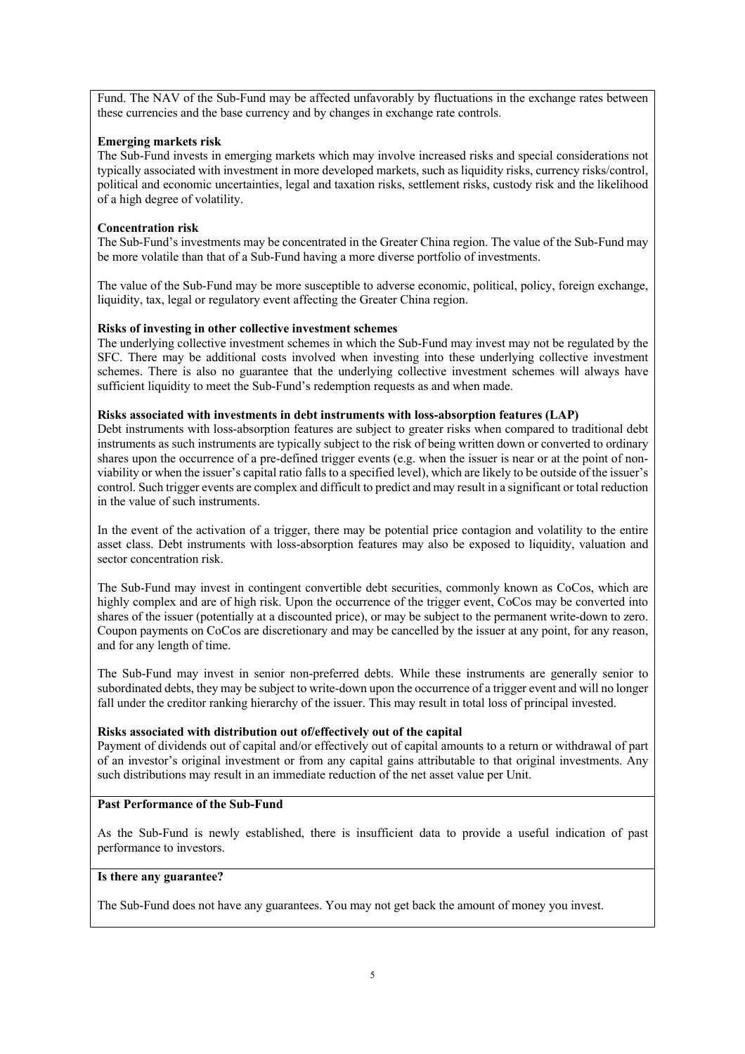Fund. The NAV of the Sub-Fund may be affected unfavorably by fluctuations in the exchange rates between these currencies and the base currency and by changes in exchange rate controls.

**Emerging markets risk**

The Sub-Fund invests in emerging markets which may involve increased risks and special considerations not typically associated with investment in more developed markets, such as liquidity risks, currency risks/control, political and economic uncertainties, legal and taxation risks, settlement risks, custody risk and the likelihood of a high degree of volatility.

**Concentration risk**

The Sub-Fund's investments may be concentrated in the Greater China region. The value of the Sub-Fund may be more volatile than that of a Sub-Fund having a more diverse portfolio of investments.

The value of the Sub-Fund may be more susceptible to adverse economic, political, policy, foreign exchange, liquidity, tax, legal or regulatory event affecting the Greater China region.

**Risks of investing in other collective investment schemes**

The underlying collective investment schemes in which the Sub-Fund may invest may not be regulated by the SFC. There may be additional costs involved when investing into these underlying collective investment schemes. There is also no guarantee that the underlying collective investment schemes will always have sufficient liquidity to meet the Sub-Fund's redemption requests as and when made.

**Risks associated with investments in debt instruments with loss-absorption features (LAP)**

Debt instruments with loss-absorption features are subject to greater risks when compared to traditional debt instruments as such instruments are typically subject to the risk of being written down or converted to ordinary shares upon the occurrence of a pre-defined trigger events (e.g. when the issuer is near or at the point of non-viability or when the issuer's capital ratio falls to a specified level), which are likely to be outside of the issuer's control. Such trigger events are complex and difficult to predict and may result in a significant or total reduction in the value of such instruments.

In the event of the activation of a trigger, there may be potential price contagion and volatility to the entire asset class. Debt instruments with loss-absorption features may also be exposed to liquidity, valuation and sector concentration risk.

The Sub-Fund may invest in contingent convertible debt securities, commonly known as CoCos, which are highly complex and are of high risk. Upon the occurrence of the trigger event, CoCos may be converted into shares of the issuer (potentially at a discounted price), or may be subject to the permanent write-down to zero. Coupon payments on CoCos are discretionary and may be cancelled by the issuer at any point, for any reason, and for any length of time.

The Sub-Fund may invest in senior non-preferred debts. While these instruments are generally senior to subordinated debts, they may be subject to write-down upon the occurrence of a trigger event and will no longer fall under the creditor ranking hierarchy of the issuer. This may result in total loss of principal invested.

**Risks associated with distribution out of/effectively out of the capital**

Payment of dividends out of capital and/or effectively out of capital amounts to a return or withdrawal of part of an investor's original investment or from any capital gains attributable to that original investments. Any such distributions may result in an immediate reduction of the net asset value per Unit.

## Past Performance of the Sub-Fund

As the Sub-Fund is newly established, there is insufficient data to provide a useful indication of past performance to investors.

## Is there any guarantee?

The Sub-Fund does not have any guarantees. You may not get back the amount of money you invest.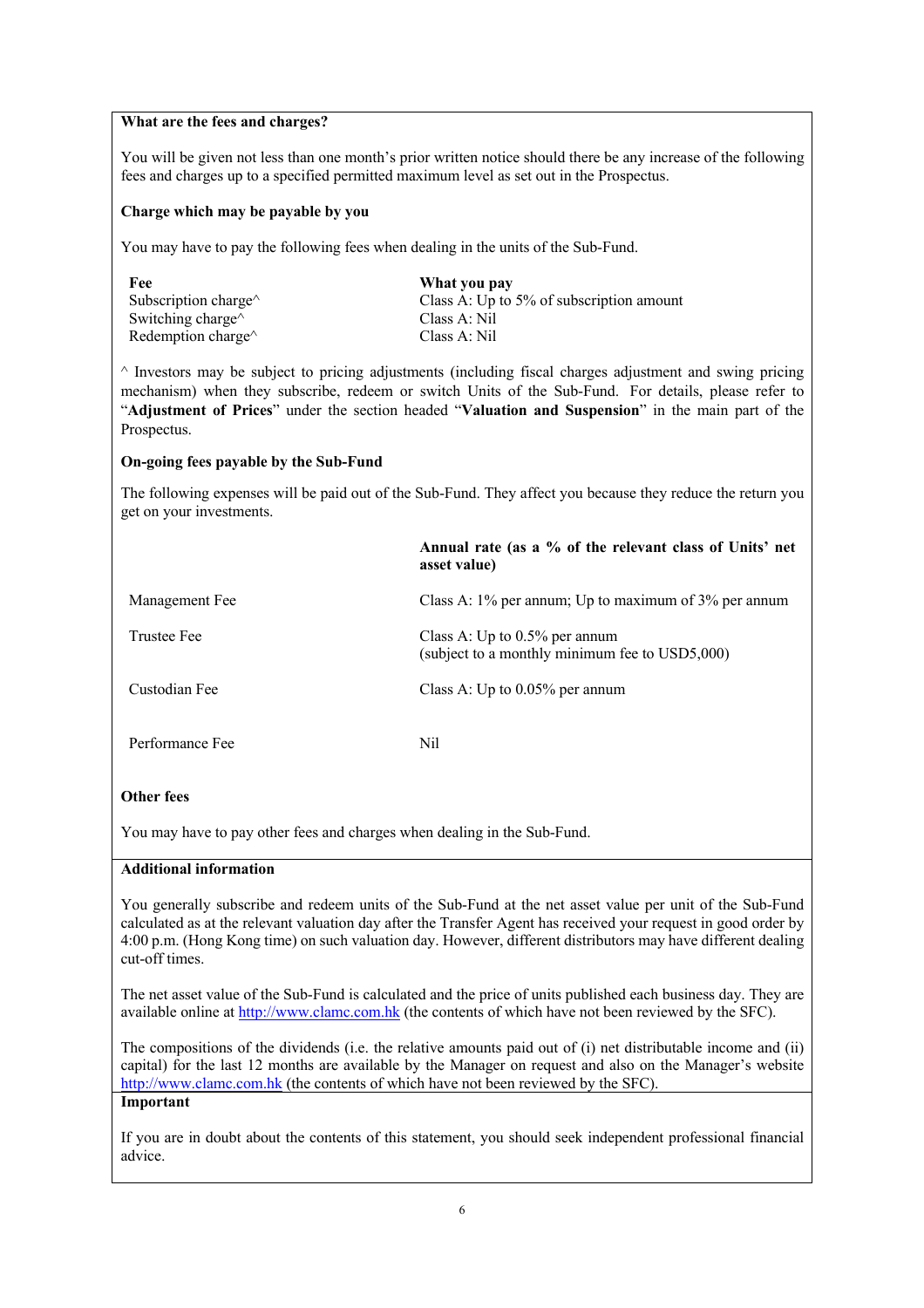**What are the fees and charges?**

You will be given not less than one month's prior written notice should there be any increase of the following fees and charges up to a specified permitted maximum level as set out in the Prospectus.

**Charge which may be payable by you**

You may have to pay the following fees when dealing in the units of the Sub-Fund.

| Fee | What you pay |
|---|---|
| Subscription charge^ | Class A: Up to 5% of subscription amount |
| Switching charge^ | Class A: Nil |
| Redemption charge^ | Class A: Nil |

^ Investors may be subject to pricing adjustments (including fiscal charges adjustment and swing pricing mechanism) when they subscribe, redeem or switch Units of the Sub-Fund. For details, please refer to "**Adjustment of Prices**" under the section headed "**Valuation and Suspension**" in the main part of the Prospectus.

**On-going fees payable by the Sub-Fund**

The following expenses will be paid out of the Sub-Fund. They affect you because they reduce the return you get on your investments.

| | **Annual rate (as a % of the relevant class of Units' net asset value)** |
|---|---|
| Management Fee | Class A: 1% per annum; Up to maximum of 3% per annum |
| Trustee Fee | Class A: Up to 0.5% per annum (subject to a monthly minimum fee to USD5,000) |
| Custodian Fee | Class A: Up to 0.05% per annum |
| Performance Fee | Nil |

**Other fees**

You may have to pay other fees and charges when dealing in the Sub-Fund.

**Additional information**

You generally subscribe and redeem units of the Sub-Fund at the net asset value per unit of the Sub-Fund calculated as at the relevant valuation day after the Transfer Agent has received your request in good order by 4:00 p.m. (Hong Kong time) on such valuation day. However, different distributors may have different dealing cut-off times.

The net asset value of the Sub-Fund is calculated and the price of units published each business day. They are available online at http://www.clamc.com.hk (the contents of which have not been reviewed by the SFC).

The compositions of the dividends (i.e. the relative amounts paid out of (i) net distributable income and (ii) capital) for the last 12 months are available by the Manager on request and also on the Manager's website http://www.clamc.com.hk (the contents of which have not been reviewed by the SFC).

**Important**

If you are in doubt about the contents of this statement, you should seek independent professional financial advice.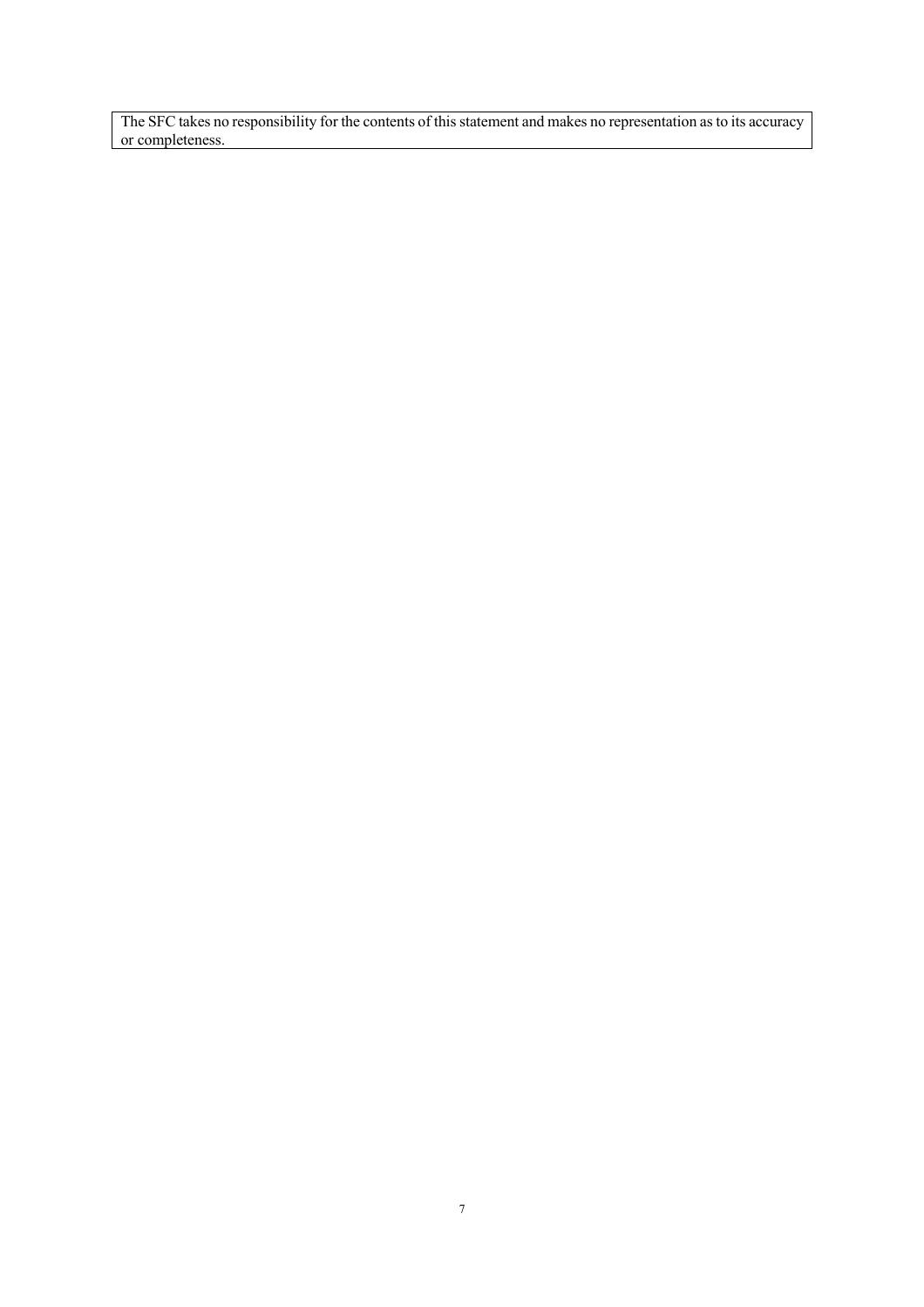The SFC takes no responsibility for the contents of this statement and makes no representation as to its accuracy or completeness.